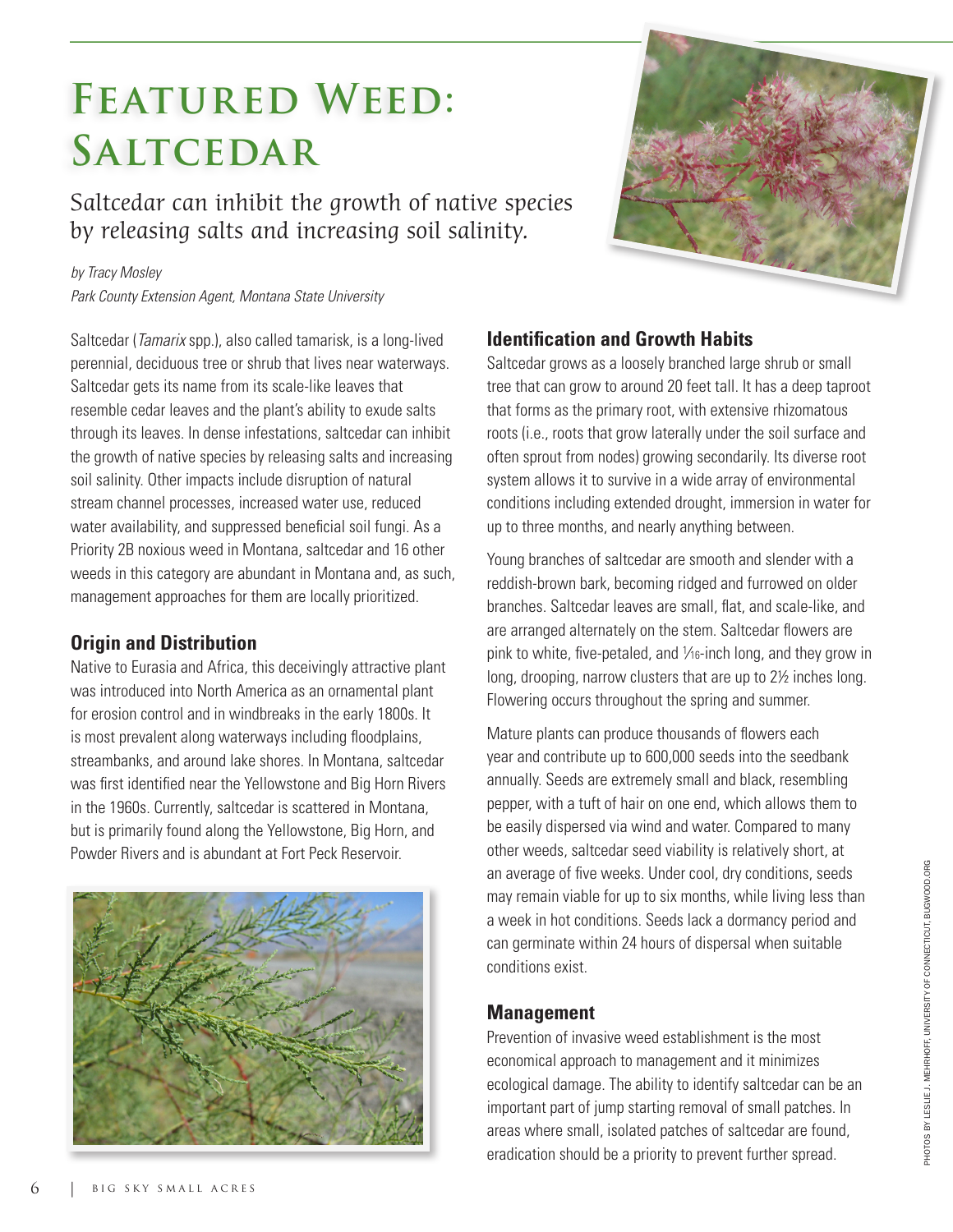# Featured Weed: Saltcedar

*Saltcedar can inhibit the growth of native species by releasing salts and increasing soil salinity.*

*by Tracy Mosley*
*Park County Extension Agent, Montana State University*

Saltcedar (*Tamarix* spp.), also called tamarisk, is a long-lived perennial, deciduous tree or shrub that lives near waterways. Saltcedar gets its name from its scale-like leaves that resemble cedar leaves and the plant's ability to exude salts through its leaves. In dense infestations, saltcedar can inhibit the growth of native species by releasing salts and increasing soil salinity. Other impacts include disruption of natural stream channel processes, increased water use, reduced water availability, and suppressed beneficial soil fungi. As a Priority 2B noxious weed in Montana, saltcedar and 16 other weeds in this category are abundant in Montana and, as such, management approaches for them are locally prioritized.

## Origin and Distribution

Native to Eurasia and Africa, this deceivingly attractive plant was introduced into North America as an ornamental plant for erosion control and in windbreaks in the early 1800s. It is most prevalent along waterways including floodplains, streambanks, and around lake shores. In Montana, saltcedar was first identified near the Yellowstone and Big Horn Rivers in the 1960s. Currently, saltcedar is scattered in Montana, but is primarily found along the Yellowstone, Big Horn, and Powder Rivers and is abundant at Fort Peck Reservoir.

## Identification and Growth Habits

Saltcedar grows as a loosely branched large shrub or small tree that can grow to around 20 feet tall. It has a deep taproot that forms as the primary root, with extensive rhizomatous roots (i.e., roots that grow laterally under the soil surface and often sprout from nodes) growing secondarily. Its diverse root system allows it to survive in a wide array of environmental conditions including extended drought, immersion in water for up to three months, and nearly anything between.

Young branches of saltcedar are smooth and slender with a reddish-brown bark, becoming ridged and furrowed on older branches. Saltcedar leaves are small, flat, and scale-like, and are arranged alternately on the stem. Saltcedar flowers are pink to white, five-petaled, and 1⁄16-inch long, and they grow in long, drooping, narrow clusters that are up to 2½ inches long. Flowering occurs throughout the spring and summer.

Mature plants can produce thousands of flowers each year and contribute up to 600,000 seeds into the seedbank annually. Seeds are extremely small and black, resembling pepper, with a tuft of hair on one end, which allows them to be easily dispersed via wind and water. Compared to many other weeds, saltcedar seed viability is relatively short, at an average of five weeks. Under cool, dry conditions, seeds may remain viable for up to six months, while living less than a week in hot conditions. Seeds lack a dormancy period and can germinate within 24 hours of dispersal when suitable conditions exist.

## Management

Prevention of invasive weed establishment is the most economical approach to management and it minimizes ecological damage. The ability to identify saltcedar can be an important part of jump starting removal of small patches. In areas where small, isolated patches of saltcedar are found, eradication should be a priority to prevent further spread.

PHOTOS BY LESLIE J. MEHRHOFF, UNIVERSITY OF CONNECTICUT, BUGWOOD.ORG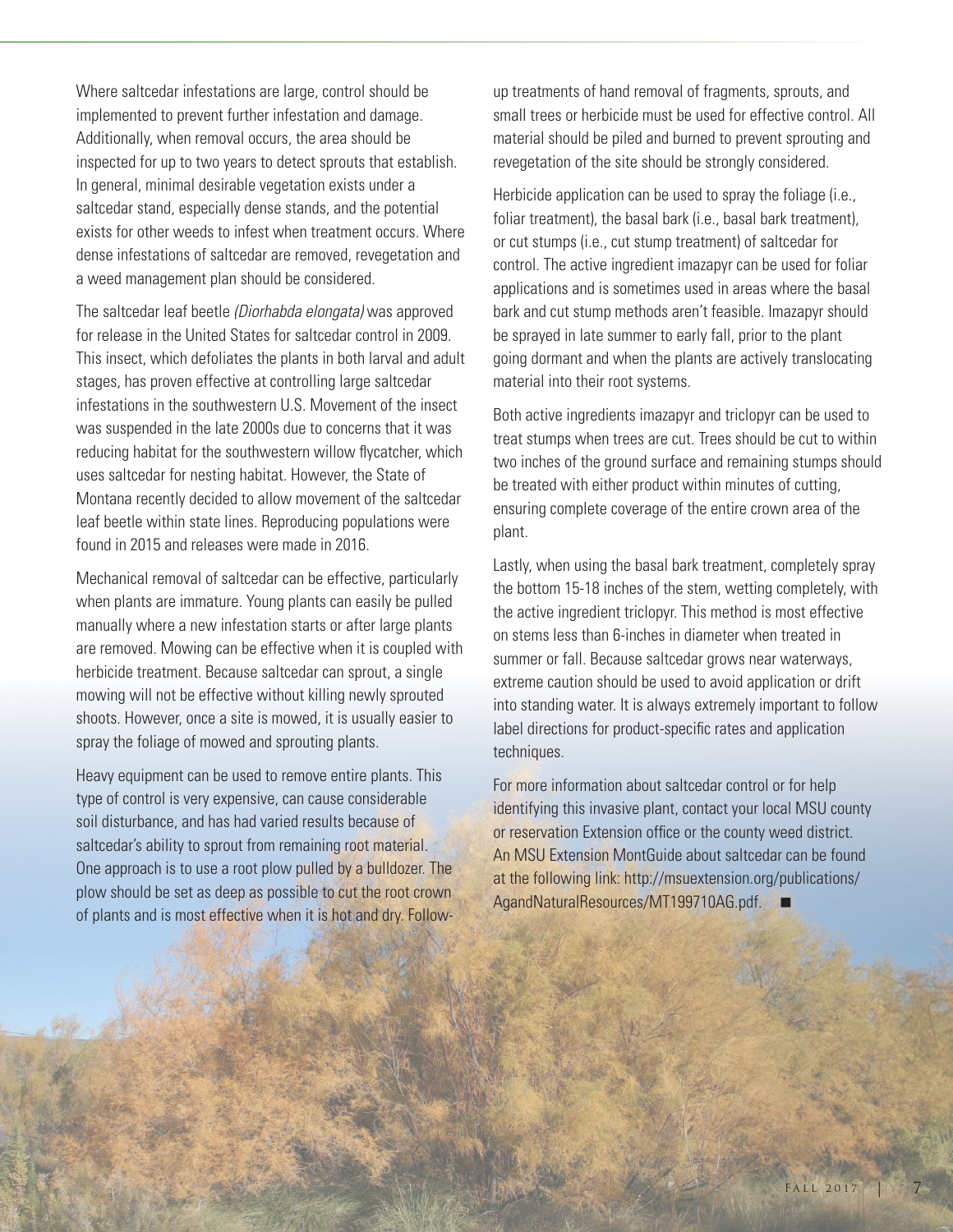Where saltcedar infestations are large, control should be implemented to prevent further infestation and damage. Additionally, when removal occurs, the area should be inspected for up to two years to detect sprouts that establish. In general, minimal desirable vegetation exists under a saltcedar stand, especially dense stands, and the potential exists for other weeds to infest when treatment occurs. Where dense infestations of saltcedar are removed, revegetation and a weed management plan should be considered.

The saltcedar leaf beetle *(Diorhabda elongata)* was approved for release in the United States for saltcedar control in 2009. This insect, which defoliates the plants in both larval and adult stages, has proven effective at controlling large saltcedar infestations in the southwestern U.S. Movement of the insect was suspended in the late 2000s due to concerns that it was reducing habitat for the southwestern willow flycatcher, which uses saltcedar for nesting habitat. However, the State of Montana recently decided to allow movement of the saltcedar leaf beetle within state lines. Reproducing populations were found in 2015 and releases were made in 2016.

Mechanical removal of saltcedar can be effective, particularly when plants are immature. Young plants can easily be pulled manually where a new infestation starts or after large plants are removed. Mowing can be effective when it is coupled with herbicide treatment. Because saltcedar can sprout, a single mowing will not be effective without killing newly sprouted shoots. However, once a site is mowed, it is usually easier to spray the foliage of mowed and sprouting plants.

Heavy equipment can be used to remove entire plants. This type of control is very expensive, can cause considerable soil disturbance, and has had varied results because of saltcedar's ability to sprout from remaining root material. One approach is to use a root plow pulled by a bulldozer. The plow should be set as deep as possible to cut the root crown of plants and is most effective when it is hot and dry. Follow-up treatments of hand removal of fragments, sprouts, and small trees or herbicide must be used for effective control. All material should be piled and burned to prevent sprouting and revegetation of the site should be strongly considered.

Herbicide application can be used to spray the foliage (i.e., foliar treatment), the basal bark (i.e., basal bark treatment), or cut stumps (i.e., cut stump treatment) of saltcedar for control. The active ingredient imazapyr can be used for foliar applications and is sometimes used in areas where the basal bark and cut stump methods aren't feasible. Imazapyr should be sprayed in late summer to early fall, prior to the plant going dormant and when the plants are actively translocating material into their root systems.

Both active ingredients imazapyr and triclopyr can be used to treat stumps when trees are cut. Trees should be cut to within two inches of the ground surface and remaining stumps should be treated with either product within minutes of cutting, ensuring complete coverage of the entire crown area of the plant.

Lastly, when using the basal bark treatment, completely spray the bottom 15-18 inches of the stem, wetting completely, with the active ingredient triclopyr. This method is most effective on stems less than 6-inches in diameter when treated in summer or fall. Because saltcedar grows near waterways, extreme caution should be used to avoid application or drift into standing water. It is always extremely important to follow label directions for product-specific rates and application techniques.

For more information about saltcedar control or for help identifying this invasive plant, contact your local MSU county or reservation Extension office or the county weed district. An MSU Extension MontGuide about saltcedar can be found at the following link: http://msuextension.org/publications/AgandNaturalResources/MT199710AG.pdf. ■